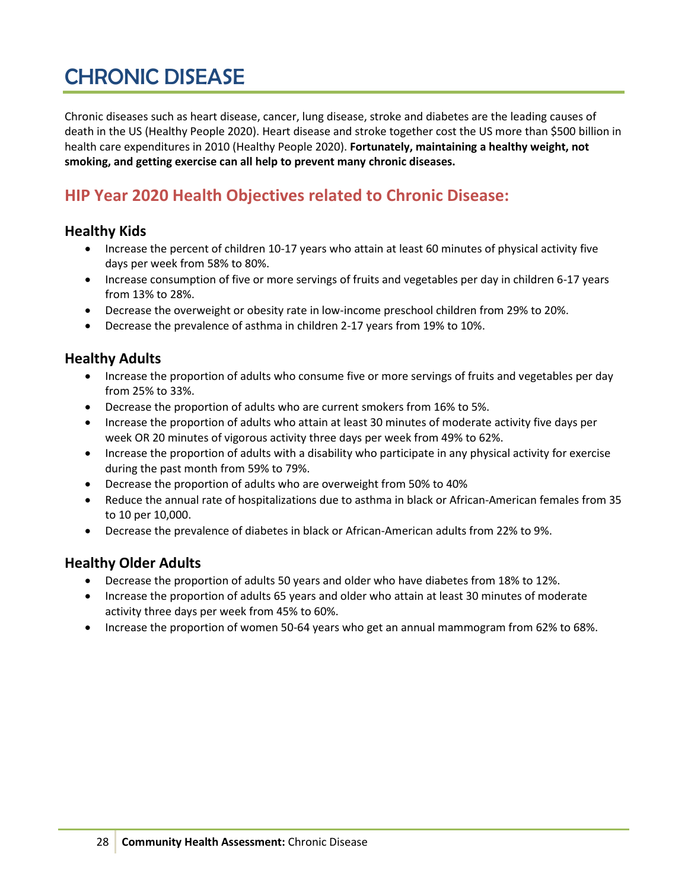# CHRONIC DISEASE

Chronic diseases such as heart disease, cancer, lung disease, stroke and diabetes are the leading causes of death in the US (Healthy People 2020). Heart disease and stroke together cost the US more than $500 billion in health care expenditures in 2010 (Healthy People 2020). **Fortunately, maintaining a healthy weight, not smoking, and getting exercise can all help to prevent many chronic diseases.**

## HIP Year 2020 Health Objectives related to Chronic Disease:

### Healthy Kids

- Increase the percent of children 10-17 years who attain at least 60 minutes of physical activity five days per week from 58% to 80%.
- Increase consumption of five or more servings of fruits and vegetables per day in children 6-17 years from 13% to 28%.
- Decrease the overweight or obesity rate in low-income preschool children from 29% to 20%.
- Decrease the prevalence of asthma in children 2-17 years from 19% to 10%.

### Healthy Adults

- Increase the proportion of adults who consume five or more servings of fruits and vegetables per day from 25% to 33%.
- Decrease the proportion of adults who are current smokers from 16% to 5%.
- Increase the proportion of adults who attain at least 30 minutes of moderate activity five days per week OR 20 minutes of vigorous activity three days per week from 49% to 62%.
- Increase the proportion of adults with a disability who participate in any physical activity for exercise during the past month from 59% to 79%.
- Decrease the proportion of adults who are overweight from 50% to 40%
- Reduce the annual rate of hospitalizations due to asthma in black or African-American females from 35 to 10 per 10,000.
- Decrease the prevalence of diabetes in black or African-American adults from 22% to 9%.

### Healthy Older Adults

- Decrease the proportion of adults 50 years and older who have diabetes from 18% to 12%.
- Increase the proportion of adults 65 years and older who attain at least 30 minutes of moderate activity three days per week from 45% to 60%.
- Increase the proportion of women 50-64 years who get an annual mammogram from 62% to 68%.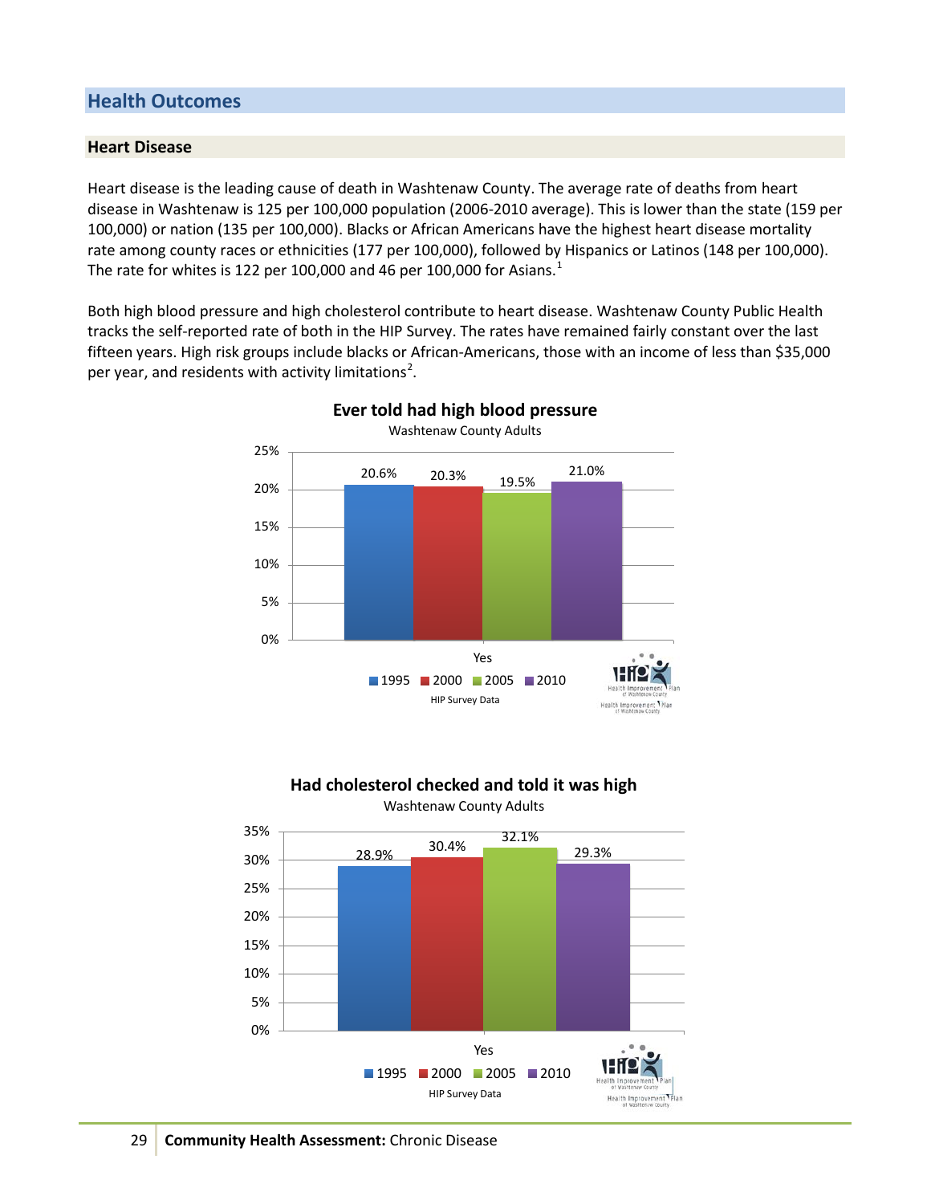# Health Outcomes

## Heart Disease

Heart disease is the leading cause of death in Washtenaw County. The average rate of deaths from heart disease in Washtenaw is 125 per 100,000 population (2006-2010 average). This is lower than the state (159 per 100,000) or nation (135 per 100,000). Blacks or African Americans have the highest heart disease mortality rate among county races or ethnicities (177 per 100,000), followed by Hispanics or Latinos (148 per 100,000). The rate for whites is 122 per 100,000 and 46 per 100,000 for Asians.[1]

Both high blood pressure and high cholesterol contribute to heart disease. Washtenaw County Public Health tracks the self-reported rate of both in the HIP Survey. The rates have remained fairly constant over the last fifteen years. High risk groups include blacks or African-Americans, those with an income of less than $35,000 per year, and residents with activity limitations[2].

**Ever told had high blood pressure**

Washtenaw County Adults

| | 1995 | 2000 | 2005 | 2010 |
|---|---|---|---|---|
| Yes | 20.6% | 20.3% | 19.5% | 21.0% |

HIP Survey Data

**Had cholesterol checked and told it was high**

Washtenaw County Adults

| | 1995 | 2000 | 2005 | 2010 |
|---|---|---|---|---|
| Yes | 28.9% | 30.4% | 32.1% | 29.3% |

HIP Survey Data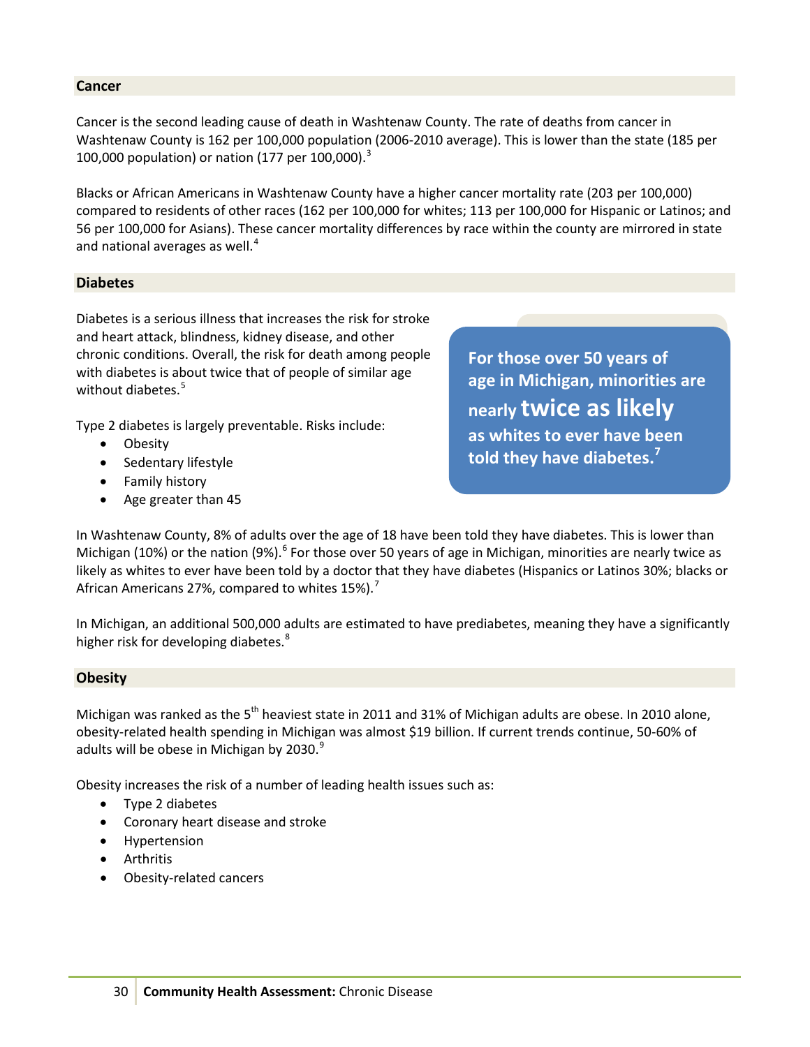## Cancer

Cancer is the second leading cause of death in Washtenaw County. The rate of deaths from cancer in Washtenaw County is 162 per 100,000 population (2006-2010 average). This is lower than the state (185 per 100,000 population) or nation (177 per 100,000).[3]

Blacks or African Americans in Washtenaw County have a higher cancer mortality rate (203 per 100,000) compared to residents of other races (162 per 100,000 for whites; 113 per 100,000 for Hispanic or Latinos; and 56 per 100,000 for Asians). These cancer mortality differences by race within the county are mirrored in state and national averages as well.[4]

## Diabetes

Diabetes is a serious illness that increases the risk for stroke and heart attack, blindness, kidney disease, and other chronic conditions. Overall, the risk for death among people with diabetes is about twice that of people of similar age without diabetes.[5]

> **For those over 50 years of age in Michigan, minorities are nearly twice as likely as whites to ever have been told they have diabetes.[7]**

Type 2 diabetes is largely preventable. Risks include:

- Obesity
- Sedentary lifestyle
- Family history
- Age greater than 45

In Washtenaw County, 8% of adults over the age of 18 have been told they have diabetes. This is lower than Michigan (10%) or the nation (9%).[6] For those over 50 years of age in Michigan, minorities are nearly twice as likely as whites to ever have been told by a doctor that they have diabetes (Hispanics or Latinos 30%; blacks or African Americans 27%, compared to whites 15%).[7]

In Michigan, an additional 500,000 adults are estimated to have prediabetes, meaning they have a significantly higher risk for developing diabetes.[8]

## Obesity

Michigan was ranked as the 5th heaviest state in 2011 and 31% of Michigan adults are obese. In 2010 alone, obesity-related health spending in Michigan was almost $19 billion. If current trends continue, 50-60% of adults will be obese in Michigan by 2030.[9]

Obesity increases the risk of a number of leading health issues such as:

- Type 2 diabetes
- Coronary heart disease and stroke
- Hypertension
- Arthritis
- Obesity-related cancers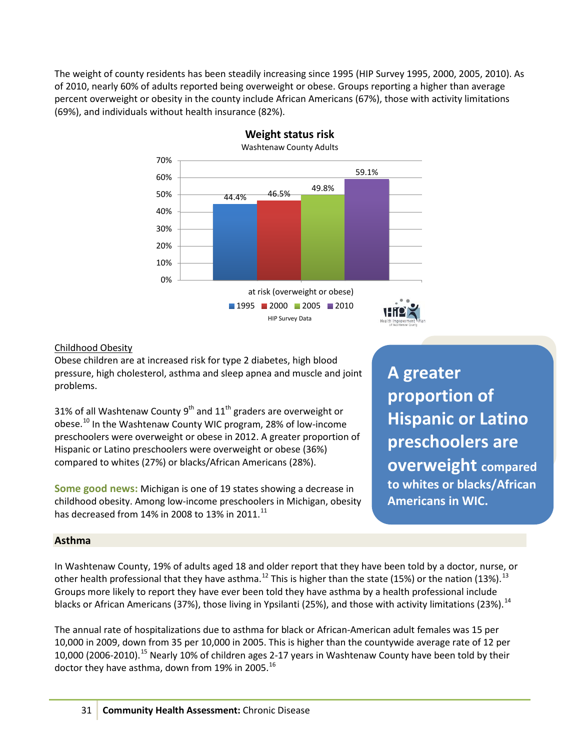The weight of county residents has been steadily increasing since 1995 (HIP Survey 1995, 2000, 2005, 2010). As of 2010, nearly 60% of adults reported being overweight or obese. Groups reporting a higher than average percent overweight or obesity in the county include African Americans (67%), those with activity limitations (69%), and individuals without health insurance (82%).

**Weight status risk**
Washtenaw County Adults

| | 1995 | 2000 | 2005 | 2010 |
|---|---|---|---|---|
| at risk (overweight or obese) | 44.4% | 46.5% | 49.8% | 59.1% |

HIP Survey Data

Childhood Obesity

Obese children are at increased risk for type 2 diabetes, high blood pressure, high cholesterol, asthma and sleep apnea and muscle and joint problems.

31% of all Washtenaw County 9th and 11th graders are overweight or obese.[10] In the Washtenaw County WIC program, 28% of low-income preschoolers were overweight or obese in 2012. A greater proportion of Hispanic or Latino preschoolers were overweight or obese (36%) compared to whites (27%) or blacks/African Americans (28%).

**Some good news:** Michigan is one of 19 states showing a decrease in childhood obesity. Among low-income preschoolers in Michigan, obesity has decreased from 14% in 2008 to 13% in 2011.[11]

**A greater proportion of Hispanic or Latino preschoolers are overweight compared to whites or blacks/African Americans in WIC.**

## Asthma

In Washtenaw County, 19% of adults aged 18 and older report that they have been told by a doctor, nurse, or other health professional that they have asthma.[12] This is higher than the state (15%) or the nation (13%).[13] Groups more likely to report they have ever been told they have asthma by a health professional include blacks or African Americans (37%), those living in Ypsilanti (25%), and those with activity limitations (23%).[14]

The annual rate of hospitalizations due to asthma for black or African-American adult females was 15 per 10,000 in 2009, down from 35 per 10,000 in 2005. This is higher than the countywide average rate of 12 per 10,000 (2006-2010).[15] Nearly 10% of children ages 2-17 years in Washtenaw County have been told by their doctor they have asthma, down from 19% in 2005.[16]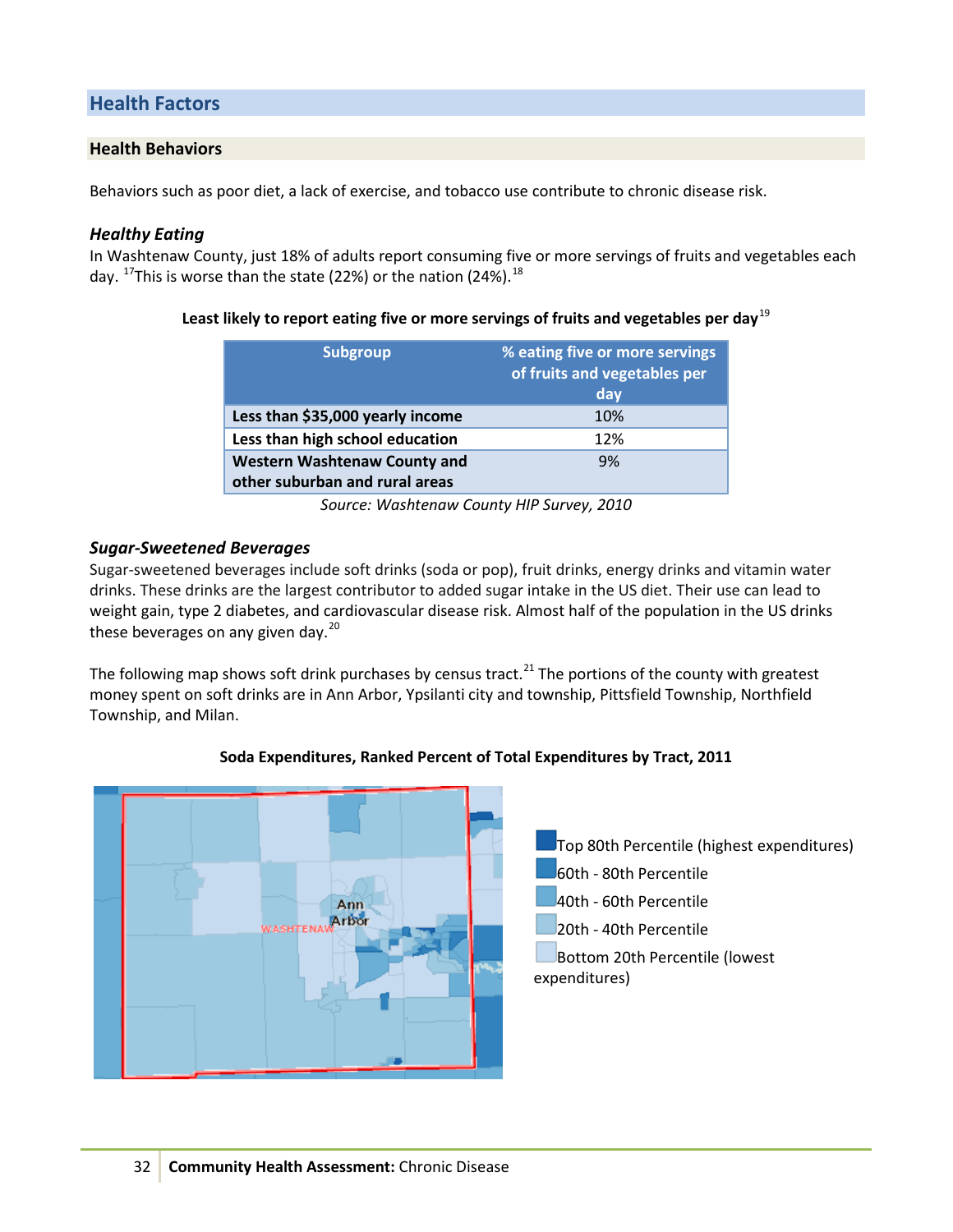## Health Factors

### Health Behaviors

Behaviors such as poor diet, a lack of exercise, and tobacco use contribute to chronic disease risk.

#### *Healthy Eating*

In Washtenaw County, just 18% of adults report consuming five or more servings of fruits and vegetables each day. [17]This is worse than the state (22%) or the nation (24%).[18]

**Least likely to report eating five or more servings of fruits and vegetables per day**[19]

| Subgroup | % eating five or more servings of fruits and vegetables per day |
|---|---|
| **Less than $35,000 yearly income** | 10% |
| **Less than high school education** | 12% |
| **Western Washtenaw County and other suburban and rural areas** | 9% |

*Source: Washtenaw County HIP Survey, 2010*

#### *Sugar-Sweetened Beverages*

Sugar-sweetened beverages include soft drinks (soda or pop), fruit drinks, energy drinks and vitamin water drinks. These drinks are the largest contributor to added sugar intake in the US diet. Their use can lead to weight gain, type 2 diabetes, and cardiovascular disease risk. Almost half of the population in the US drinks these beverages on any given day.[20]

The following map shows soft drink purchases by census tract.[21] The portions of the county with greatest money spent on soft drinks are in Ann Arbor, Ypsilanti city and township, Pittsfield Township, Northfield Township, and Milan.

**Soda Expenditures, Ranked Percent of Total Expenditures by Tract, 2011**

- Top 80th Percentile (highest expenditures)
- 60th - 80th Percentile
- 40th - 60th Percentile
- 20th - 40th Percentile
- Bottom 20th Percentile (lowest expenditures)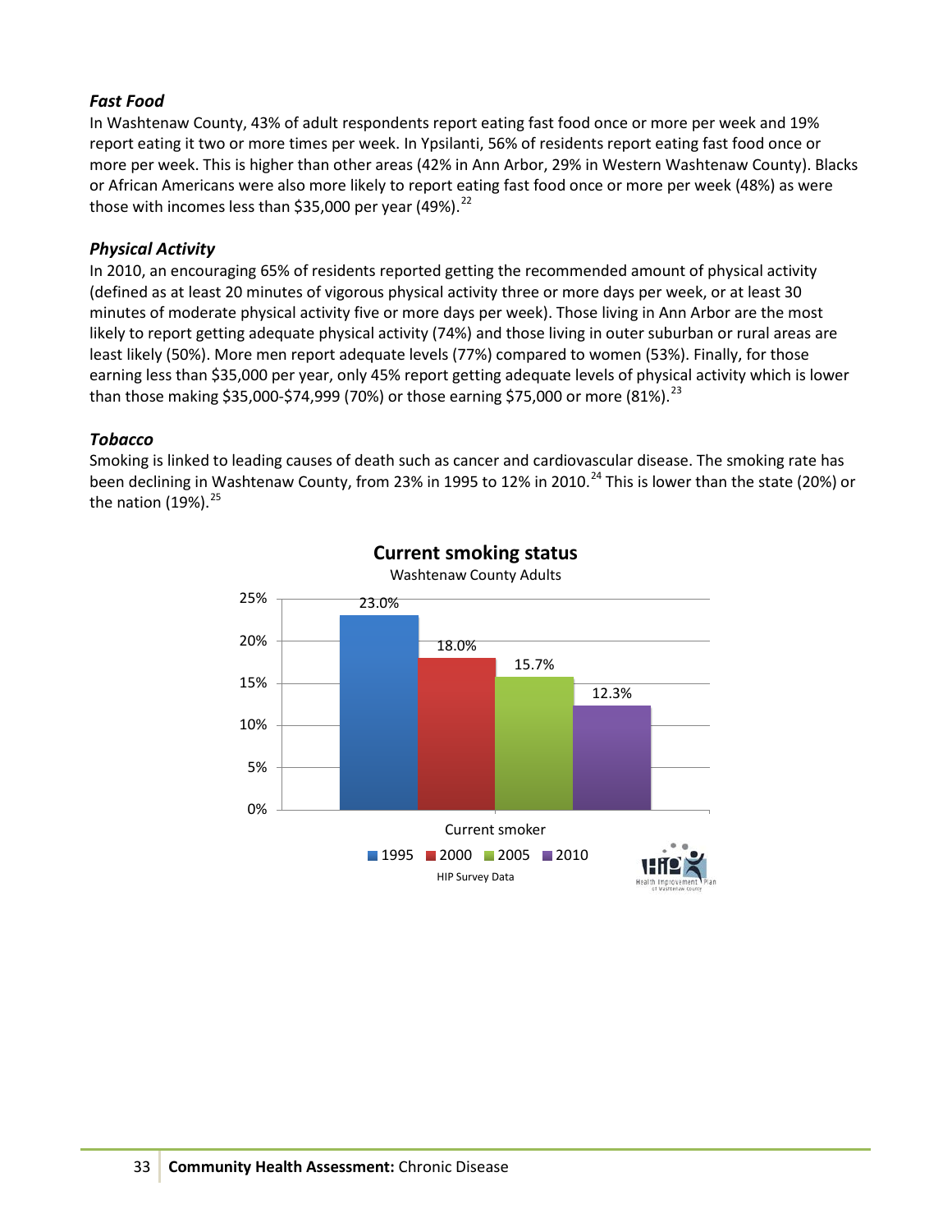### *Fast Food*

In Washtenaw County, 43% of adult respondents report eating fast food once or more per week and 19% report eating it two or more times per week. In Ypsilanti, 56% of residents report eating fast food once or more per week. This is higher than other areas (42% in Ann Arbor, 29% in Western Washtenaw County). Blacks or African Americans were also more likely to report eating fast food once or more per week (48%) as were those with incomes less than $35,000 per year (49%).[22]

### *Physical Activity*

In 2010, an encouraging 65% of residents reported getting the recommended amount of physical activity (defined as at least 20 minutes of vigorous physical activity three or more days per week, or at least 30 minutes of moderate physical activity five or more days per week). Those living in Ann Arbor are the most likely to report getting adequate physical activity (74%) and those living in outer suburban or rural areas are least likely (50%). More men report adequate levels (77%) compared to women (53%). Finally, for those earning less than $35,000 per year, only 45% report getting adequate levels of physical activity which is lower than those making $35,000-$74,999 (70%) or those earning $75,000 or more (81%).[23]

### *Tobacco*

Smoking is linked to leading causes of death such as cancer and cardiovascular disease. The smoking rate has been declining in Washtenaw County, from 23% in 1995 to 12% in 2010.[24] This is lower than the state (20%) or the nation (19%).[25]

**Current smoking status**

Washtenaw County Adults

| | 1995 | 2000 | 2005 | 2010 |
|---|---|---|---|---|
| Current smoker | 23.0% | 18.0% | 15.7% | 12.3% |

HIP Survey Data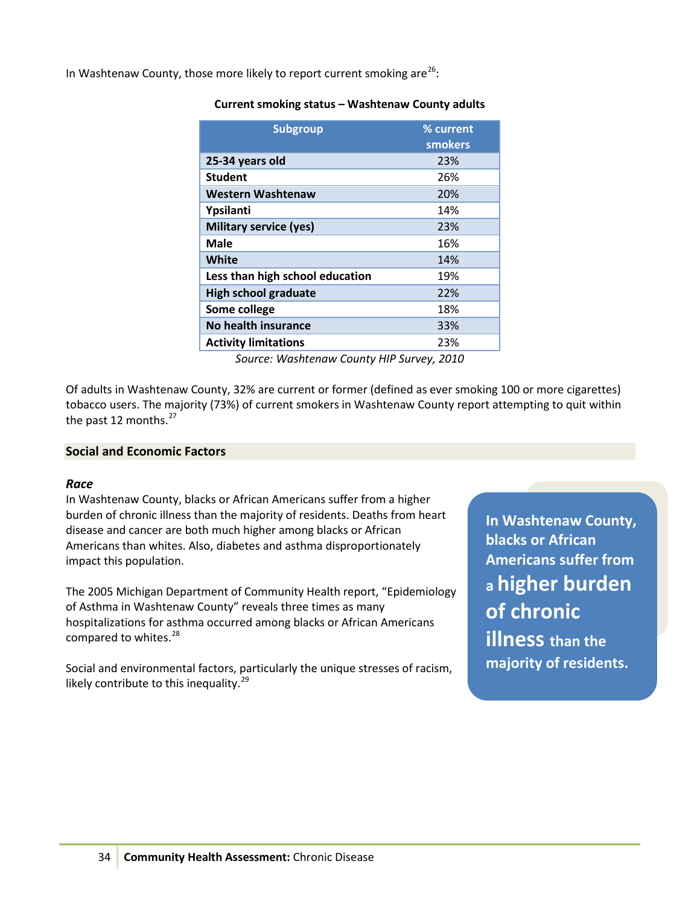In Washtenaw County, those more likely to report current smoking are[26]:

**Current smoking status – Washtenaw County adults**

| Subgroup | % current smokers |
|---|---|
| **25-34 years old** | 23% |
| **Student** | 26% |
| **Western Washtenaw** | 20% |
| **Ypsilanti** | 14% |
| **Military service (yes)** | 23% |
| **Male** | 16% |
| **White** | 14% |
| **Less than high school education** | 19% |
| **High school graduate** | 22% |
| **Some college** | 18% |
| **No health insurance** | 33% |
| **Activity limitations** | 23% |

*Source: Washtenaw County HIP Survey, 2010*

Of adults in Washtenaw County, 32% are current or former (defined as ever smoking 100 or more cigarettes) tobacco users. The majority (73%) of current smokers in Washtenaw County report attempting to quit within the past 12 months.[27]

## Social and Economic Factors

### *Race*

In Washtenaw County, blacks or African Americans suffer from a higher burden of chronic illness than the majority of residents. Deaths from heart disease and cancer are both much higher among blacks or African Americans than whites. Also, diabetes and asthma disproportionately impact this population.

The 2005 Michigan Department of Community Health report, "Epidemiology of Asthma in Washtenaw County" reveals three times as many hospitalizations for asthma occurred among blacks or African Americans compared to whites.[28]

Social and environmental factors, particularly the unique stresses of racism, likely contribute to this inequality.[29]

**In Washtenaw County, blacks or African Americans suffer from a higher burden of chronic illness than the majority of residents.**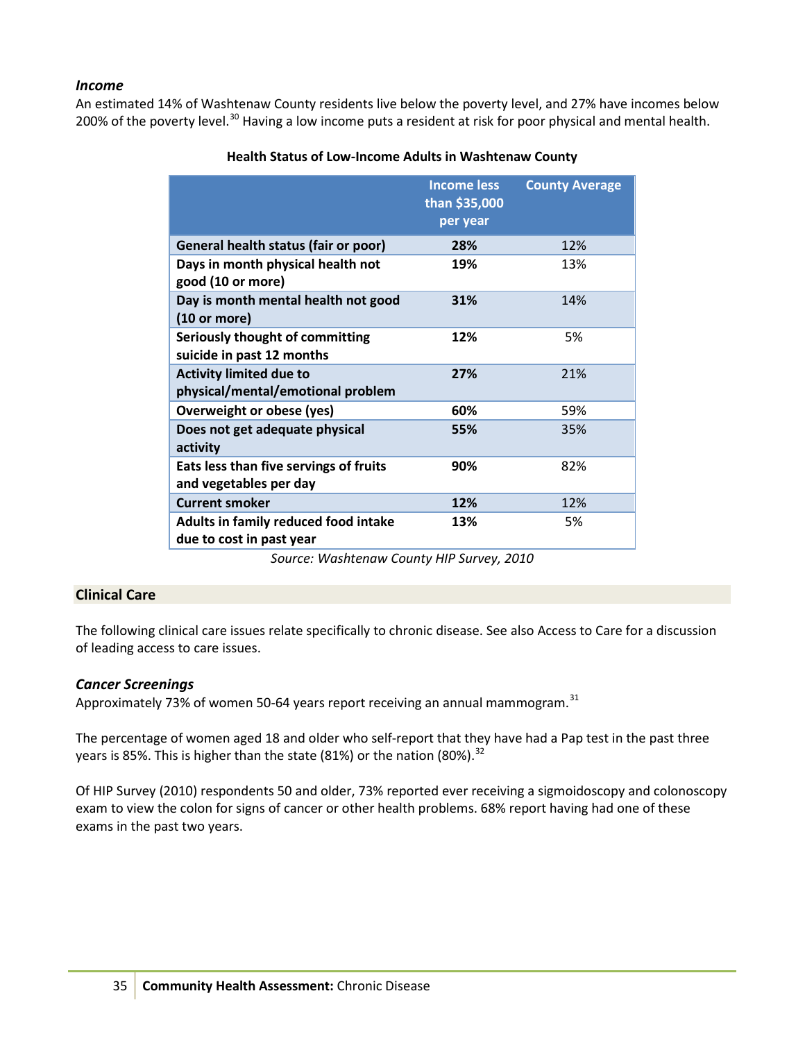### *Income*

An estimated 14% of Washtenaw County residents live below the poverty level, and 27% have incomes below 200% of the poverty level.[30] Having a low income puts a resident at risk for poor physical and mental health.

**Health Status of Low-Income Adults in Washtenaw County**

| | Income less than $35,000 per year | County Average |
|---|---|---|
| **General health status (fair or poor)** | **28%** | 12% |
| **Days in month physical health not good (10 or more)** | **19%** | 13% |
| **Day is month mental health not good (10 or more)** | **31%** | 14% |
| **Seriously thought of committing suicide in past 12 months** | **12%** | 5% |
| **Activity limited due to physical/mental/emotional problem** | **27%** | 21% |
| **Overweight or obese (yes)** | **60%** | 59% |
| **Does not get adequate physical activity** | **55%** | 35% |
| **Eats less than five servings of fruits and vegetables per day** | **90%** | 82% |
| **Current smoker** | **12%** | 12% |
| **Adults in family reduced food intake due to cost in past year** | **13%** | 5% |

*Source: Washtenaw County HIP Survey, 2010*

## Clinical Care

The following clinical care issues relate specifically to chronic disease. See also Access to Care for a discussion of leading access to care issues.

### *Cancer Screenings*

Approximately 73% of women 50-64 years report receiving an annual mammogram.[31]

The percentage of women aged 18 and older who self-report that they have had a Pap test in the past three years is 85%. This is higher than the state (81%) or the nation (80%).[32]

Of HIP Survey (2010) respondents 50 and older, 73% reported ever receiving a sigmoidoscopy and colonoscopy exam to view the colon for signs of cancer or other health problems. 68% report having had one of these exams in the past two years.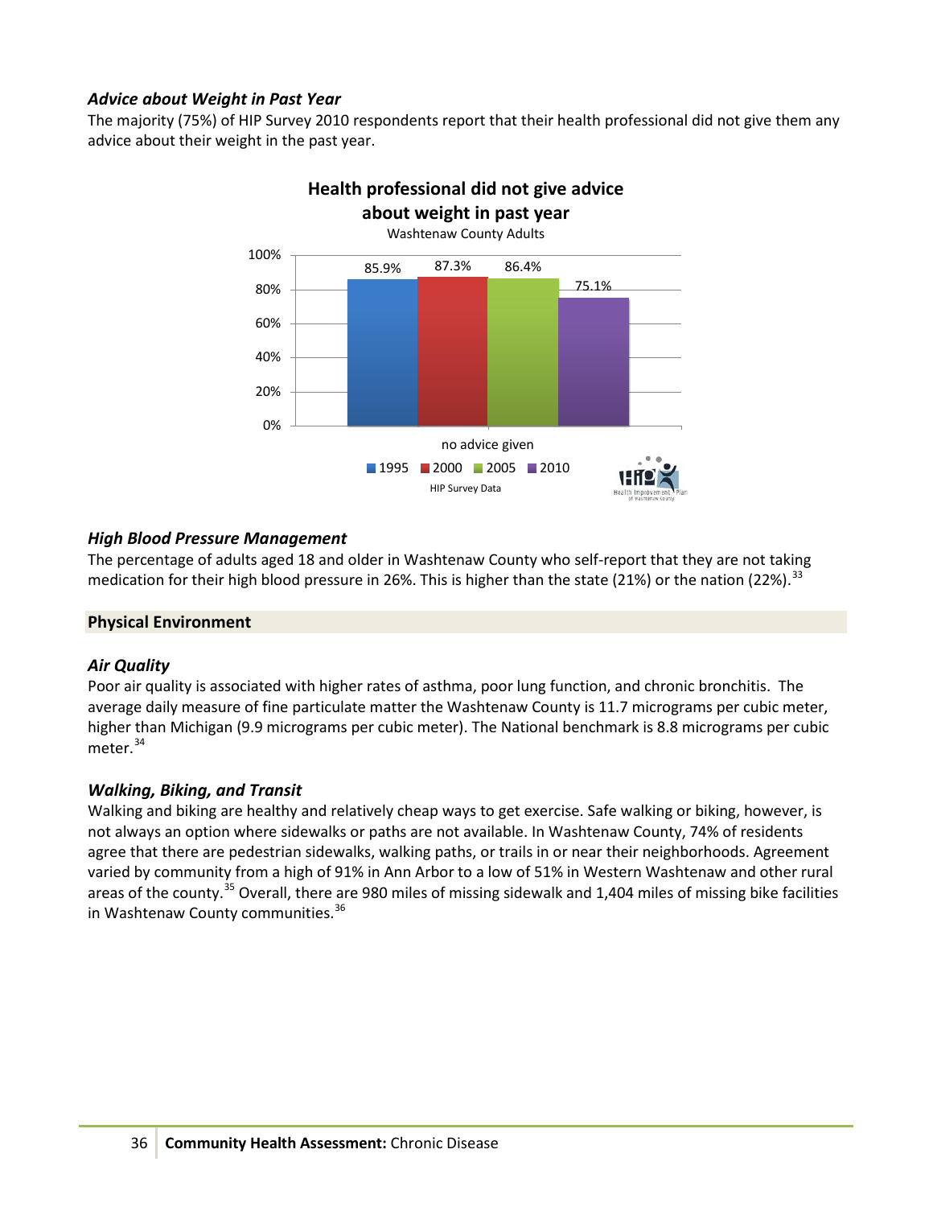### *Advice about Weight in Past Year*

The majority (75%) of HIP Survey 2010 respondents report that their health professional did not give them any advice about their weight in the past year.

**Health professional did not give advice about weight in past year**

Washtenaw County Adults

| | 1995 | 2000 | 2005 | 2010 |
|---|---|---|---|---|
| no advice given | 85.9% | 87.3% | 86.4% | 75.1% |

HIP Survey Data

### *High Blood Pressure Management*

The percentage of adults aged 18 and older in Washtenaw County who self-report that they are not taking medication for their high blood pressure in 26%. This is higher than the state (21%) or the nation (22%).[33]

## Physical Environment

### *Air Quality*

Poor air quality is associated with higher rates of asthma, poor lung function, and chronic bronchitis. The average daily measure of fine particulate matter the Washtenaw County is 11.7 micrograms per cubic meter, higher than Michigan (9.9 micrograms per cubic meter). The National benchmark is 8.8 micrograms per cubic meter.[34]

### *Walking, Biking, and Transit*

Walking and biking are healthy and relatively cheap ways to get exercise. Safe walking or biking, however, is not always an option where sidewalks or paths are not available. In Washtenaw County, 74% of residents agree that there are pedestrian sidewalks, walking paths, or trails in or near their neighborhoods. Agreement varied by community from a high of 91% in Ann Arbor to a low of 51% in Western Washtenaw and other rural areas of the county.[35] Overall, there are 980 miles of missing sidewalk and 1,404 miles of missing bike facilities in Washtenaw County communities.[36]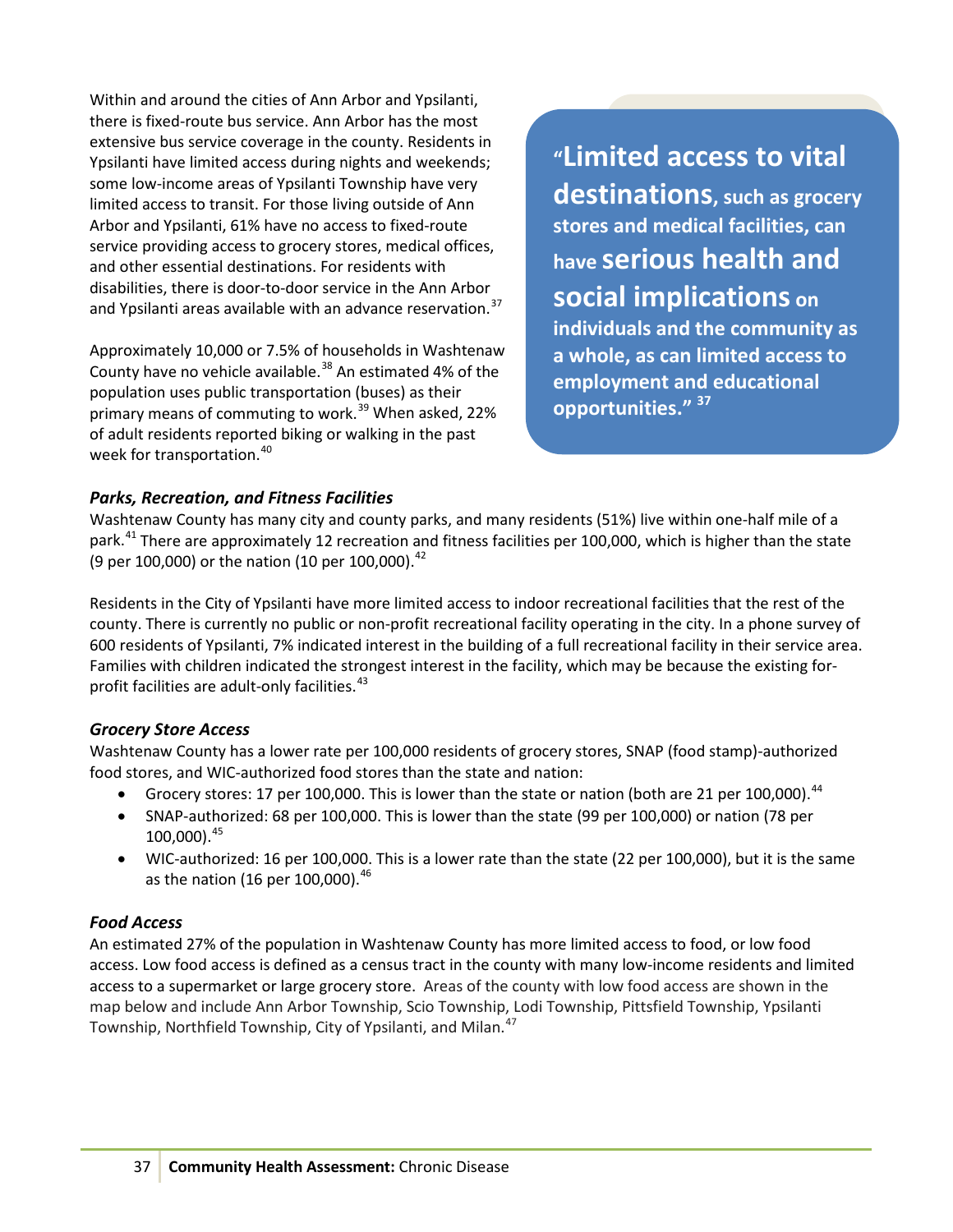Within and around the cities of Ann Arbor and Ypsilanti, there is fixed-route bus service. Ann Arbor has the most extensive bus service coverage in the county. Residents in Ypsilanti have limited access during nights and weekends; some low-income areas of Ypsilanti Township have very limited access to transit. For those living outside of Ann Arbor and Ypsilanti, 61% have no access to fixed-route service providing access to grocery stores, medical offices, and other essential destinations. For residents with disabilities, there is door-to-door service in the Ann Arbor and Ypsilanti areas available with an advance reservation.[37]

Approximately 10,000 or 7.5% of households in Washtenaw County have no vehicle available.[38] An estimated 4% of the population uses public transportation (buses) as their primary means of commuting to work.[39] When asked, 22% of adult residents reported biking or walking in the past week for transportation.[40]

> **"Limited access to vital destinations, such as grocery stores and medical facilities, can have serious health and social implications on individuals and the community as a whole, as can limited access to employment and educational opportunities."** [37]

### *Parks, Recreation, and Fitness Facilities*

Washtenaw County has many city and county parks, and many residents (51%) live within one-half mile of a park.[41] There are approximately 12 recreation and fitness facilities per 100,000, which is higher than the state (9 per 100,000) or the nation (10 per 100,000).[42]

Residents in the City of Ypsilanti have more limited access to indoor recreational facilities that the rest of the county. There is currently no public or non-profit recreational facility operating in the city. In a phone survey of 600 residents of Ypsilanti, 7% indicated interest in the building of a full recreational facility in their service area. Families with children indicated the strongest interest in the facility, which may be because the existing for-profit facilities are adult-only facilities.[43]

### *Grocery Store Access*

Washtenaw County has a lower rate per 100,000 residents of grocery stores, SNAP (food stamp)-authorized food stores, and WIC-authorized food stores than the state and nation:

- Grocery stores: 17 per 100,000. This is lower than the state or nation (both are 21 per 100,000).[44]
- SNAP-authorized: 68 per 100,000. This is lower than the state (99 per 100,000) or nation (78 per 100,000).[45]
- WIC-authorized: 16 per 100,000. This is a lower rate than the state (22 per 100,000), but it is the same as the nation (16 per 100,000).[46]

### *Food Access*

An estimated 27% of the population in Washtenaw County has more limited access to food, or low food access. Low food access is defined as a census tract in the county with many low-income residents and limited access to a supermarket or large grocery store. Areas of the county with low food access are shown in the map below and include Ann Arbor Township, Scio Township, Lodi Township, Pittsfield Township, Ypsilanti Township, Northfield Township, City of Ypsilanti, and Milan.[47]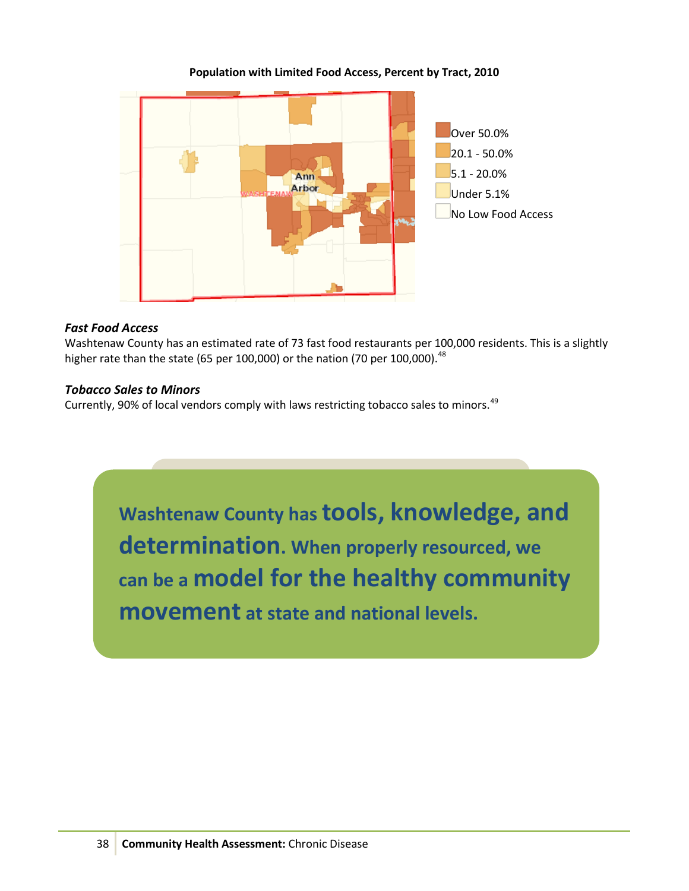**Population with Limited Food Access, Percent by Tract, 2010**

Over 50.0%
20.1 - 50.0%
5.1 - 20.0%
Under 5.1%
No Low Food Access

### *Fast Food Access*

Washtenaw County has an estimated rate of 73 fast food restaurants per 100,000 residents. This is a slightly higher rate than the state (65 per 100,000) or the nation (70 per 100,000).[48]

### *Tobacco Sales to Minors*

Currently, 90% of local vendors comply with laws restricting tobacco sales to minors.[49]

**Washtenaw County has tools, knowledge, and determination. When properly resourced, we can be a model for the healthy community movement at state and national levels.**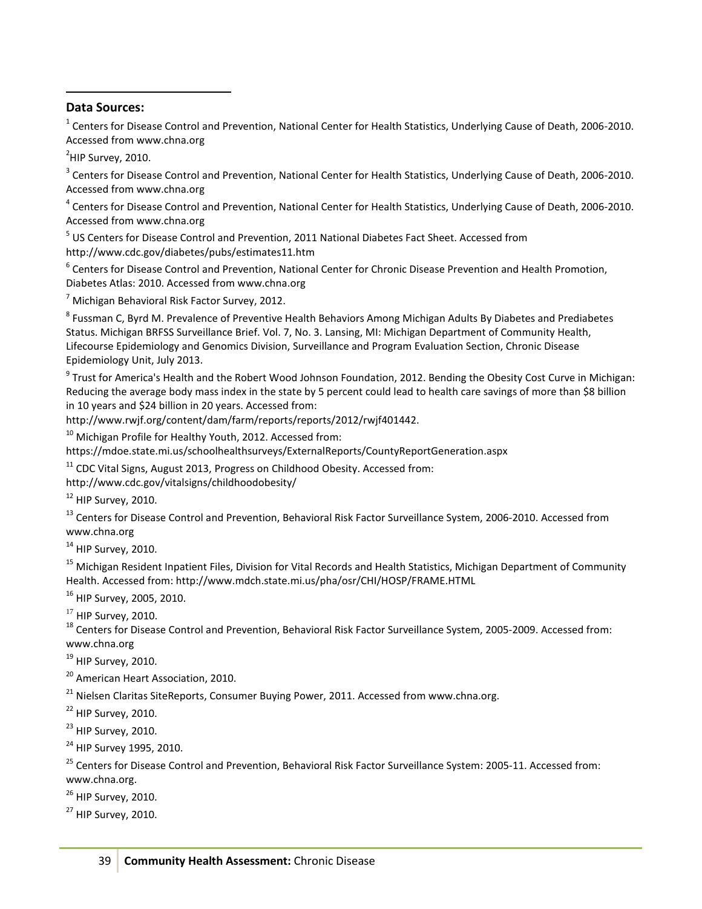**Data Sources:**

[1] Centers for Disease Control and Prevention, National Center for Health Statistics, Underlying Cause of Death, 2006-2010. Accessed from www.chna.org

[2] HIP Survey, 2010.

[3] Centers for Disease Control and Prevention, National Center for Health Statistics, Underlying Cause of Death, 2006-2010. Accessed from www.chna.org

[4] Centers for Disease Control and Prevention, National Center for Health Statistics, Underlying Cause of Death, 2006-2010. Accessed from www.chna.org

[5] US Centers for Disease Control and Prevention, 2011 National Diabetes Fact Sheet. Accessed from http://www.cdc.gov/diabetes/pubs/estimates11.htm

[6] Centers for Disease Control and Prevention, National Center for Chronic Disease Prevention and Health Promotion, Diabetes Atlas: 2010. Accessed from www.chna.org

[7] Michigan Behavioral Risk Factor Survey, 2012.

[8] Fussman C, Byrd M. Prevalence of Preventive Health Behaviors Among Michigan Adults By Diabetes and Prediabetes Status. Michigan BRFSS Surveillance Brief. Vol. 7, No. 3. Lansing, MI: Michigan Department of Community Health, Lifecourse Epidemiology and Genomics Division, Surveillance and Program Evaluation Section, Chronic Disease Epidemiology Unit, July 2013.

[9] Trust for America's Health and the Robert Wood Johnson Foundation, 2012. Bending the Obesity Cost Curve in Michigan: Reducing the average body mass index in the state by 5 percent could lead to health care savings of more than $8 billion in 10 years and $24 billion in 20 years. Accessed from: http://www.rwjf.org/content/dam/farm/reports/reports/2012/rwjf401442.

[10] Michigan Profile for Healthy Youth, 2012. Accessed from: https://mdoe.state.mi.us/schoolhealthsurveys/ExternalReports/CountyReportGeneration.aspx

[11] CDC Vital Signs, August 2013, Progress on Childhood Obesity. Accessed from: http://www.cdc.gov/vitalsigns/childhoodobesity/

[12] HIP Survey, 2010.

[13] Centers for Disease Control and Prevention, Behavioral Risk Factor Surveillance System, 2006-2010. Accessed from www.chna.org

[14] HIP Survey, 2010.

[15] Michigan Resident Inpatient Files, Division for Vital Records and Health Statistics, Michigan Department of Community Health. Accessed from: http://www.mdch.state.mi.us/pha/osr/CHI/HOSP/FRAME.HTML

[16] HIP Survey, 2005, 2010.

[17] HIP Survey, 2010.

[18] Centers for Disease Control and Prevention, Behavioral Risk Factor Surveillance System, 2005-2009. Accessed from: www.chna.org

[19] HIP Survey, 2010.

[20] American Heart Association, 2010.

[21] Nielsen Claritas SiteReports, Consumer Buying Power, 2011. Accessed from www.chna.org.

[22] HIP Survey, 2010.

[23] HIP Survey, 2010.

[24] HIP Survey 1995, 2010.

[25] Centers for Disease Control and Prevention, Behavioral Risk Factor Surveillance System: 2005-11. Accessed from: www.chna.org.

[26] HIP Survey, 2010.

[27] HIP Survey, 2010.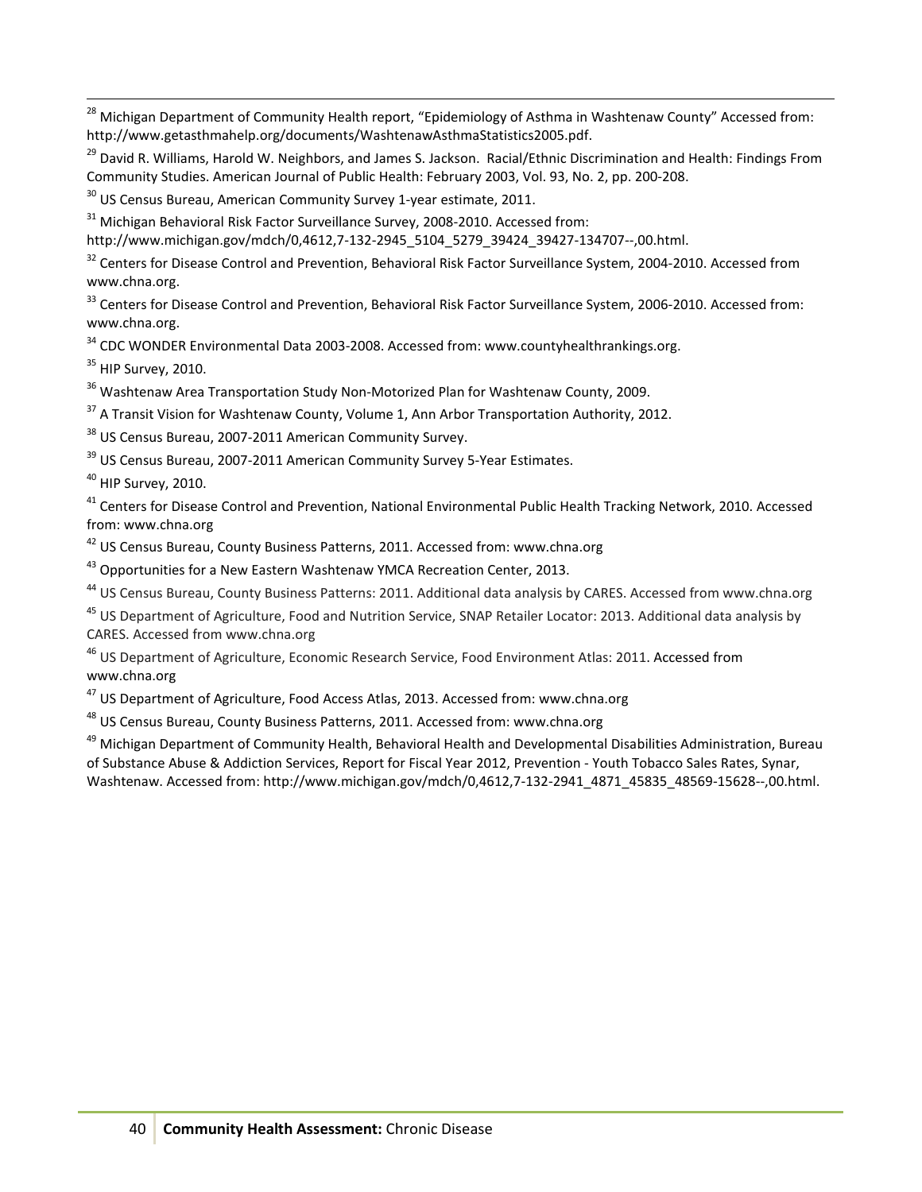[28] Michigan Department of Community Health report, "Epidemiology of Asthma in Washtenaw County" Accessed from: http://www.getasthmahelp.org/documents/WashtenawAsthmaStatistics2005.pdf.

[29] David R. Williams, Harold W. Neighbors, and James S. Jackson. Racial/Ethnic Discrimination and Health: Findings From Community Studies. American Journal of Public Health: February 2003, Vol. 93, No. 2, pp. 200-208.

[30] US Census Bureau, American Community Survey 1-year estimate, 2011.

[31] Michigan Behavioral Risk Factor Surveillance Survey, 2008-2010. Accessed from: http://www.michigan.gov/mdch/0,4612,7-132-2945_5104_5279_39424_39427-134707--,00.html.

[32] Centers for Disease Control and Prevention, Behavioral Risk Factor Surveillance System, 2004-2010. Accessed from www.chna.org.

[33] Centers for Disease Control and Prevention, Behavioral Risk Factor Surveillance System, 2006-2010. Accessed from: www.chna.org.

[34] CDC WONDER Environmental Data 2003-2008. Accessed from: www.countyhealthrankings.org.

[35] HIP Survey, 2010.

[36] Washtenaw Area Transportation Study Non-Motorized Plan for Washtenaw County, 2009.

[37] A Transit Vision for Washtenaw County, Volume 1, Ann Arbor Transportation Authority, 2012.

[38] US Census Bureau, 2007-2011 American Community Survey.

[39] US Census Bureau, 2007-2011 American Community Survey 5-Year Estimates.

[40] HIP Survey, 2010.

[41] Centers for Disease Control and Prevention, National Environmental Public Health Tracking Network, 2010. Accessed from: www.chna.org

[42] US Census Bureau, County Business Patterns, 2011. Accessed from: www.chna.org

[43] Opportunities for a New Eastern Washtenaw YMCA Recreation Center, 2013.

[44] US Census Bureau, County Business Patterns: 2011. Additional data analysis by CARES. Accessed from www.chna.org

[45] US Department of Agriculture, Food and Nutrition Service, SNAP Retailer Locator: 2013. Additional data analysis by CARES. Accessed from www.chna.org

[46] US Department of Agriculture, Economic Research Service, Food Environment Atlas: 2011. Accessed from www.chna.org

[47] US Department of Agriculture, Food Access Atlas, 2013. Accessed from: www.chna.org

[48] US Census Bureau, County Business Patterns, 2011. Accessed from: www.chna.org

[49] Michigan Department of Community Health, Behavioral Health and Developmental Disabilities Administration, Bureau of Substance Abuse & Addiction Services, Report for Fiscal Year 2012, Prevention - Youth Tobacco Sales Rates, Synar, Washtenaw. Accessed from: http://www.michigan.gov/mdch/0,4612,7-132-2941_4871_45835_48569-15628--,00.html.